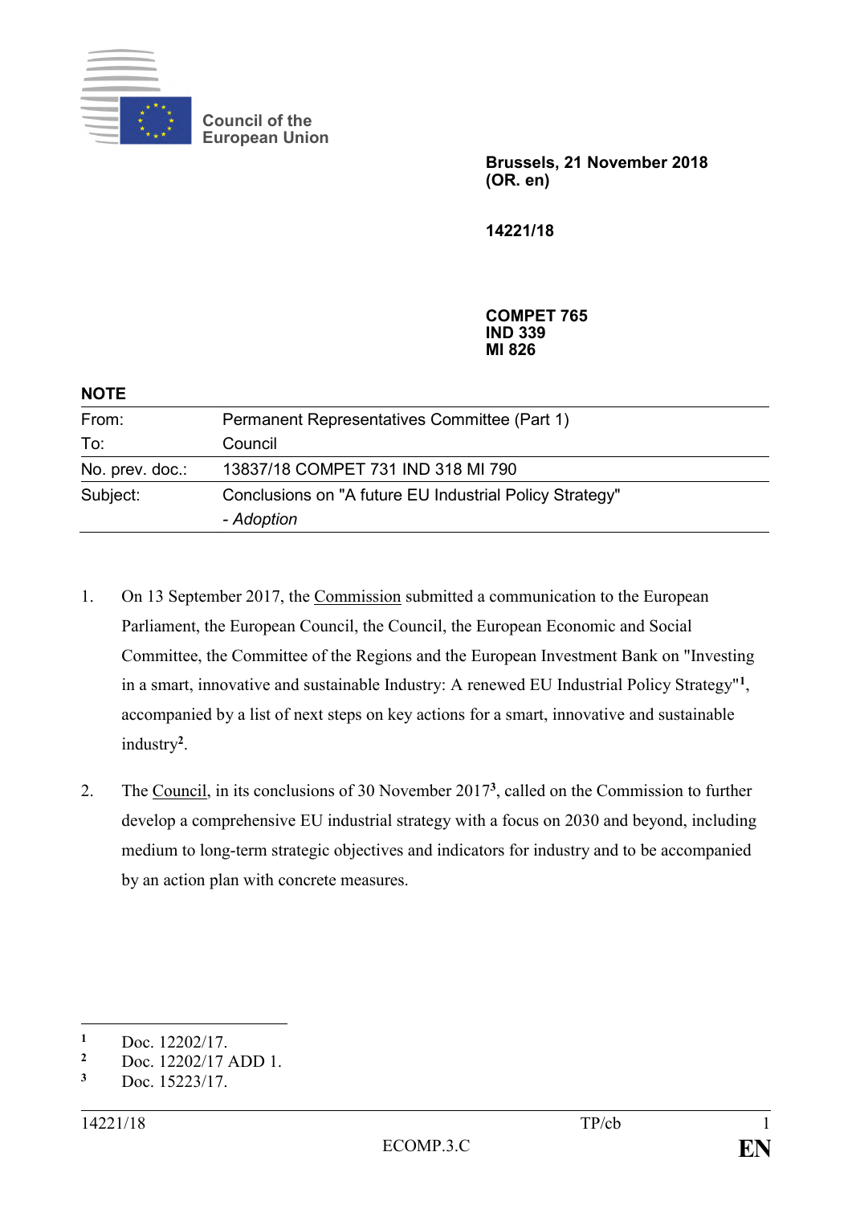Council of the European Union

**Brussels, 21 November 2018**
**(OR. en)**

**14221/18**

**COMPET 765**
**IND 339**
**MI 826**

**NOTE**

| | |
|---|---|
| From: | Permanent Representatives Committee (Part 1) |
| To: | Council |
| No. prev. doc.: | 13837/18 COMPET 731 IND 318 MI 790 |
| Subject: | Conclusions on "A future EU Industrial Policy Strategy"<br>- *Adoption* |

1. On 13 September 2017, the Commission submitted a communication to the European Parliament, the European Council, the Council, the European Economic and Social Committee, the Committee of the Regions and the European Investment Bank on "Investing in a smart, innovative and sustainable Industry: A renewed EU Industrial Policy Strategy"[1], accompanied by a list of next steps on key actions for a smart, innovative and sustainable industry[2].

2. The Council, in its conclusions of 30 November 2017[3], called on the Commission to further develop a comprehensive EU industrial strategy with a focus on 2030 and beyond, including medium to long-term strategic objectives and indicators for industry and to be accompanied by an action plan with concrete measures.

[1] Doc. 12202/17.
[2] Doc. 12202/17 ADD 1.
[3] Doc. 15223/17.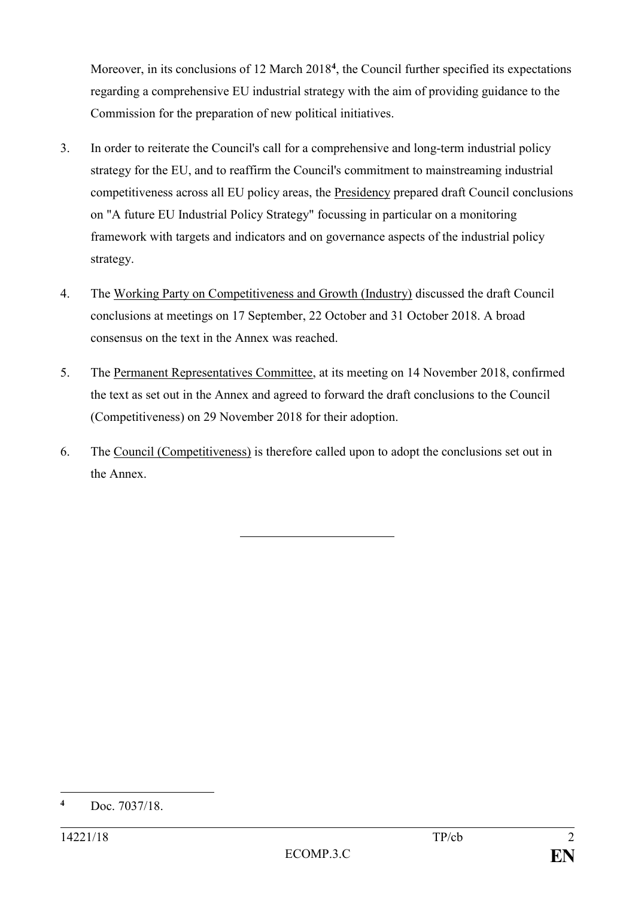Moreover, in its conclusions of 12 March 2018[4], the Council further specified its expectations regarding a comprehensive EU industrial strategy with the aim of providing guidance to the Commission for the preparation of new political initiatives.

3. In order to reiterate the Council's call for a comprehensive and long-term industrial policy strategy for the EU, and to reaffirm the Council's commitment to mainstreaming industrial competitiveness across all EU policy areas, the Presidency prepared draft Council conclusions on "A future EU Industrial Policy Strategy" focussing in particular on a monitoring framework with targets and indicators and on governance aspects of the industrial policy strategy.

4. The Working Party on Competitiveness and Growth (Industry) discussed the draft Council conclusions at meetings on 17 September, 22 October and 31 October 2018. A broad consensus on the text in the Annex was reached.

5. The Permanent Representatives Committee, at its meeting on 14 November 2018, confirmed the text as set out in the Annex and agreed to forward the draft conclusions to the Council (Competitiveness) on 29 November 2018 for their adoption.

6. The Council (Competitiveness) is therefore called upon to adopt the conclusions set out in the Annex.

---

[4] Doc. 7037/18.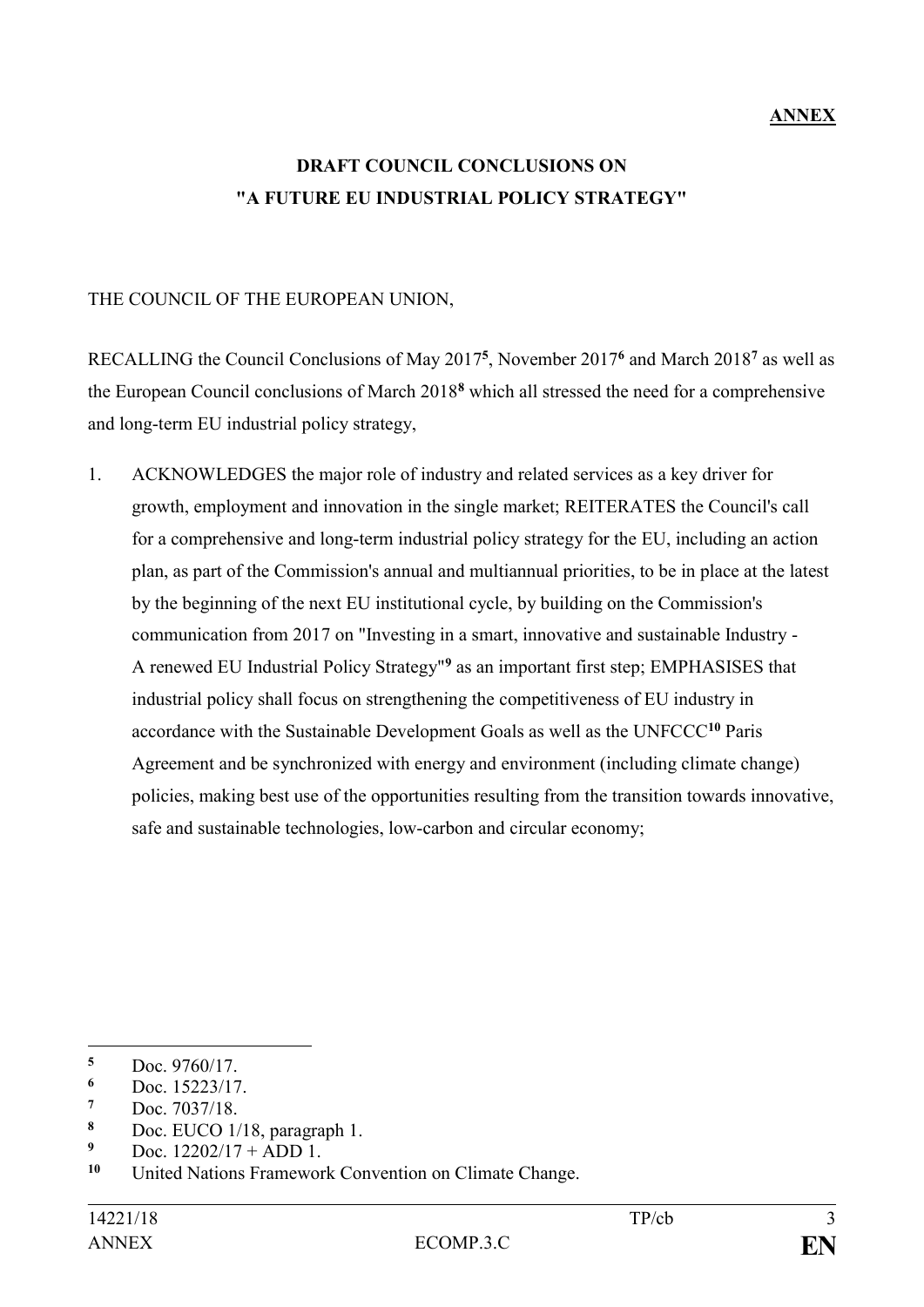**ANNEX**

**DRAFT COUNCIL CONCLUSIONS ON "A FUTURE EU INDUSTRIAL POLICY STRATEGY"**

THE COUNCIL OF THE EUROPEAN UNION,

RECALLING the Council Conclusions of May 2017[5], November 2017[6] and March 2018[7] as well as the European Council conclusions of March 2018[8] which all stressed the need for a comprehensive and long-term EU industrial policy strategy,

1. ACKNOWLEDGES the major role of industry and related services as a key driver for growth, employment and innovation in the single market; REITERATES the Council's call for a comprehensive and long-term industrial policy strategy for the EU, including an action plan, as part of the Commission's annual and multiannual priorities, to be in place at the latest by the beginning of the next EU institutional cycle, by building on the Commission's communication from 2017 on "Investing in a smart, innovative and sustainable Industry - A renewed EU Industrial Policy Strategy"[9] as an important first step; EMPHASISES that industrial policy shall focus on strengthening the competitiveness of EU industry in accordance with the Sustainable Development Goals as well as the UNFCCC[10] Paris Agreement and be synchronized with energy and environment (including climate change) policies, making best use of the opportunities resulting from the transition towards innovative, safe and sustainable technologies, low-carbon and circular economy;

---

[5] Doc. 9760/17.

[6] Doc. 15223/17.

[7] Doc. 7037/18.

[8] Doc. EUCO 1/18, paragraph 1.

[9] Doc. 12202/17 + ADD 1.

[10] United Nations Framework Convention on Climate Change.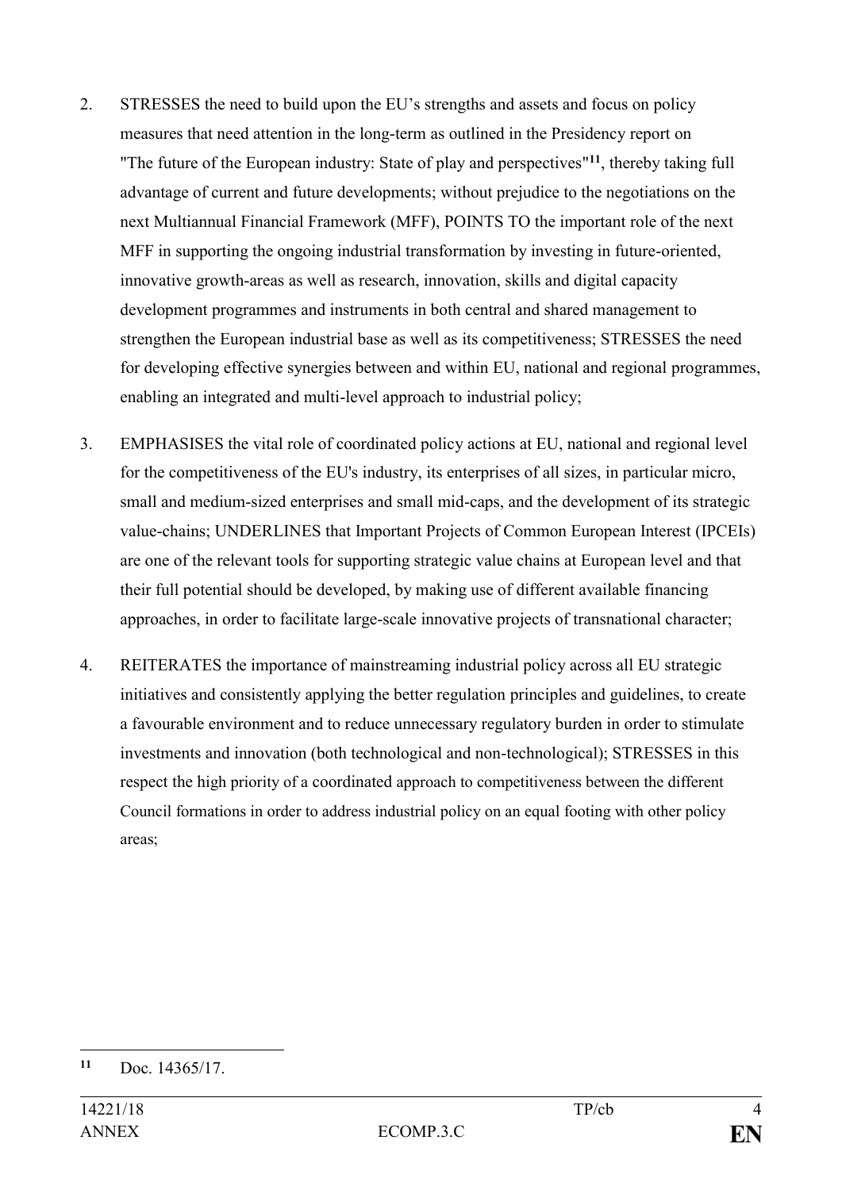2. STRESSES the need to build upon the EU's strengths and assets and focus on policy measures that need attention in the long-term as outlined in the Presidency report on "The future of the European industry: State of play and perspectives"[11], thereby taking full advantage of current and future developments; without prejudice to the negotiations on the next Multiannual Financial Framework (MFF), POINTS TO the important role of the next MFF in supporting the ongoing industrial transformation by investing in future-oriented, innovative growth-areas as well as research, innovation, skills and digital capacity development programmes and instruments in both central and shared management to strengthen the European industrial base as well as its competitiveness; STRESSES the need for developing effective synergies between and within EU, national and regional programmes, enabling an integrated and multi-level approach to industrial policy;

3. EMPHASISES the vital role of coordinated policy actions at EU, national and regional level for the competitiveness of the EU's industry, its enterprises of all sizes, in particular micro, small and medium-sized enterprises and small mid-caps, and the development of its strategic value-chains; UNDERLINES that Important Projects of Common European Interest (IPCEIs) are one of the relevant tools for supporting strategic value chains at European level and that their full potential should be developed, by making use of different available financing approaches, in order to facilitate large-scale innovative projects of transnational character;

4. REITERATES the importance of mainstreaming industrial policy across all EU strategic initiatives and consistently applying the better regulation principles and guidelines, to create a favourable environment and to reduce unnecessary regulatory burden in order to stimulate investments and innovation (both technological and non-technological); STRESSES in this respect the high priority of a coordinated approach to competitiveness between the different Council formations in order to address industrial policy on an equal footing with other policy areas;

---

[11] Doc. 14365/17.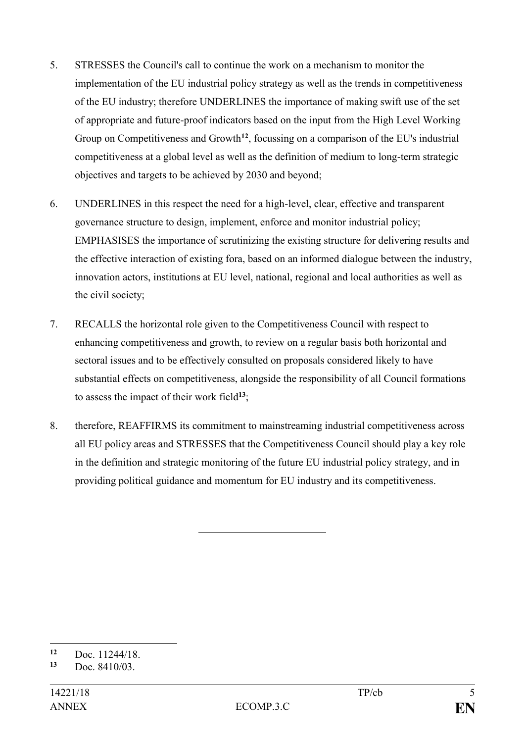5. STRESSES the Council's call to continue the work on a mechanism to monitor the implementation of the EU industrial policy strategy as well as the trends in competitiveness of the EU industry; therefore UNDERLINES the importance of making swift use of the set of appropriate and future-proof indicators based on the input from the High Level Working Group on Competitiveness and Growth[12], focussing on a comparison of the EU's industrial competitiveness at a global level as well as the definition of medium to long-term strategic objectives and targets to be achieved by 2030 and beyond;

6. UNDERLINES in this respect the need for a high-level, clear, effective and transparent governance structure to design, implement, enforce and monitor industrial policy; EMPHASISES the importance of scrutinizing the existing structure for delivering results and the effective interaction of existing fora, based on an informed dialogue between the industry, innovation actors, institutions at EU level, national, regional and local authorities as well as the civil society;

7. RECALLS the horizontal role given to the Competitiveness Council with respect to enhancing competitiveness and growth, to review on a regular basis both horizontal and sectoral issues and to be effectively consulted on proposals considered likely to have substantial effects on competitiveness, alongside the responsibility of all Council formations to assess the impact of their work field[13];

8. therefore, REAFFIRMS its commitment to mainstreaming industrial competitiveness across all EU policy areas and STRESSES that the Competitiveness Council should play a key role in the definition and strategic monitoring of the future EU industrial policy strategy, and in providing political guidance and momentum for EU industry and its competitiveness.

---

[12] Doc. 11244/18.

[13] Doc. 8410/03.